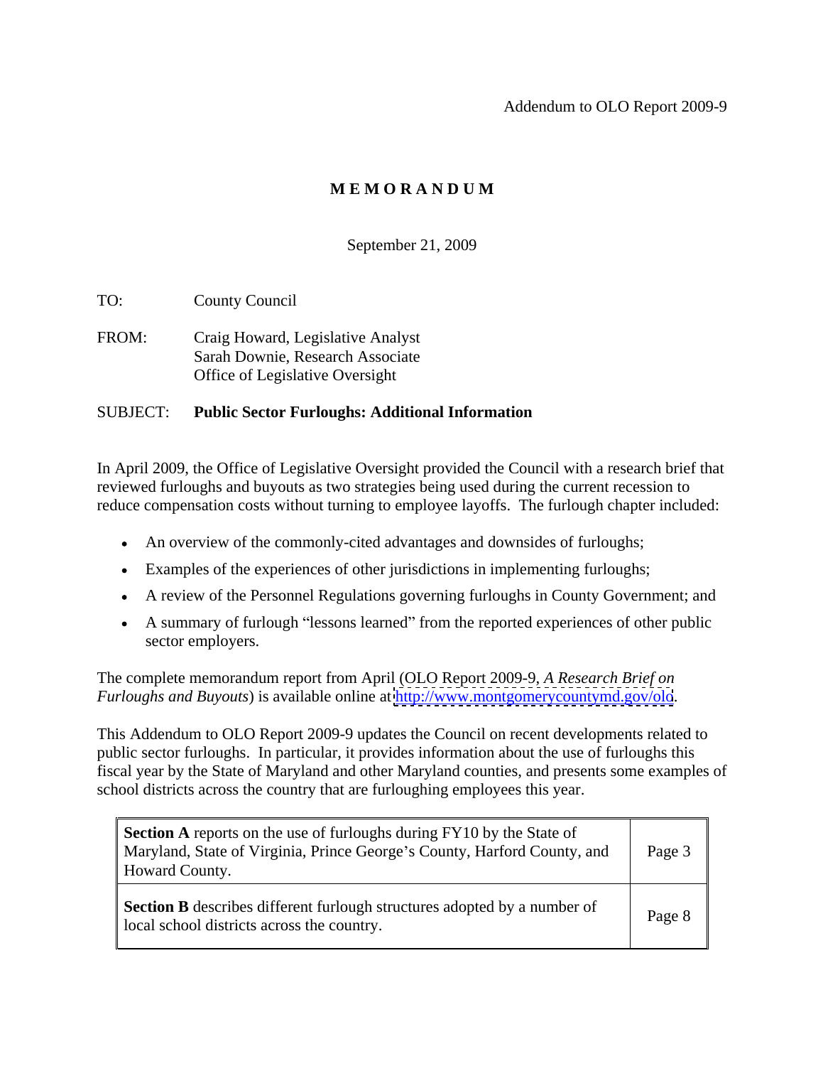Addendum to OLO Report 2009-9

# M E M O R A N D U M

September 21, 2009

TO: County Council

FROM: Craig Howard, Legislative Analyst
Sarah Downie, Research Associate
Office of Legislative Oversight

SUBJECT: **Public Sector Furloughs: Additional Information**

In April 2009, the Office of Legislative Oversight provided the Council with a research brief that reviewed furloughs and buyouts as two strategies being used during the current recession to reduce compensation costs without turning to employee layoffs. The furlough chapter included:

- An overview of the commonly-cited advantages and downsides of furloughs;
- Examples of the experiences of other jurisdictions in implementing furloughs;
- A review of the Personnel Regulations governing furloughs in County Government; and
- A summary of furlough "lessons learned" from the reported experiences of other public sector employers.

The complete memorandum report from April (OLO Report 2009-9, *A Research Brief on Furloughs and Buyouts*) is available online at http://www.montgomerycountymd.gov/olo.

This Addendum to OLO Report 2009-9 updates the Council on recent developments related to public sector furloughs. In particular, it provides information about the use of furloughs this fiscal year by the State of Maryland and other Maryland counties, and presents some examples of school districts across the country that are furloughing employees this year.

| | |
|---|---|
| **Section A** reports on the use of furloughs during FY10 by the State of Maryland, State of Virginia, Prince George's County, Harford County, and Howard County. | Page 3 |
| **Section B** describes different furlough structures adopted by a number of local school districts across the country. | Page 8 |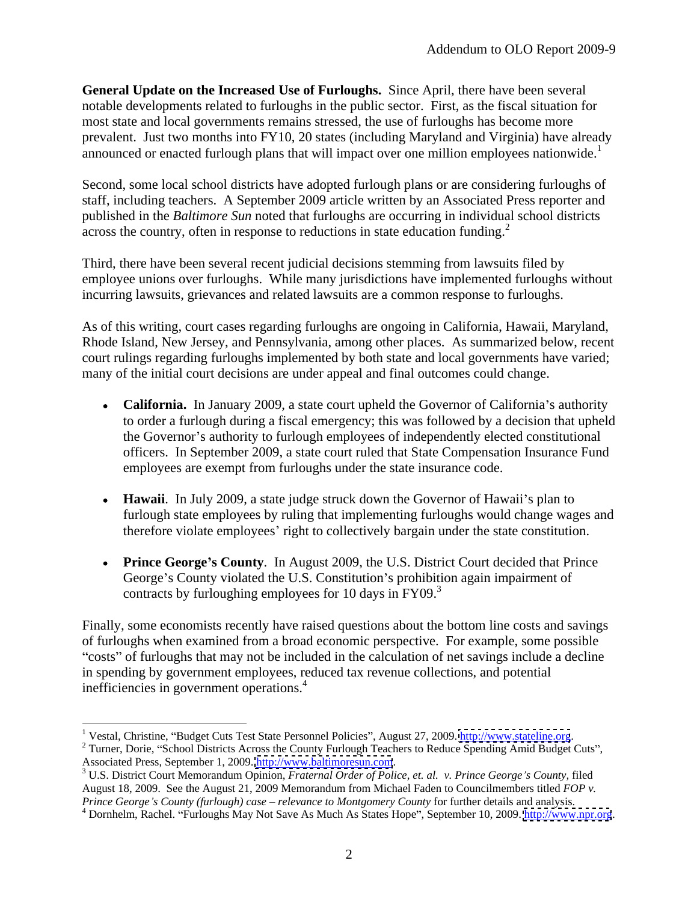**General Update on the Increased Use of Furloughs.** Since April, there have been several notable developments related to furloughs in the public sector. First, as the fiscal situation for most state and local governments remains stressed, the use of furloughs has become more prevalent. Just two months into FY10, 20 states (including Maryland and Virginia) have already announced or enacted furlough plans that will impact over one million employees nationwide.[1]

Second, some local school districts have adopted furlough plans or are considering furloughs of staff, including teachers. A September 2009 article written by an Associated Press reporter and published in the *Baltimore Sun* noted that furloughs are occurring in individual school districts across the country, often in response to reductions in state education funding.[2]

Third, there have been several recent judicial decisions stemming from lawsuits filed by employee unions over furloughs. While many jurisdictions have implemented furloughs without incurring lawsuits, grievances and related lawsuits are a common response to furloughs.

As of this writing, court cases regarding furloughs are ongoing in California, Hawaii, Maryland, Rhode Island, New Jersey, and Pennsylvania, among other places. As summarized below, recent court rulings regarding furloughs implemented by both state and local governments have varied; many of the initial court decisions are under appeal and final outcomes could change.

- **California.** In January 2009, a state court upheld the Governor of California's authority to order a furlough during a fiscal emergency; this was followed by a decision that upheld the Governor's authority to furlough employees of independently elected constitutional officers. In September 2009, a state court ruled that State Compensation Insurance Fund employees are exempt from furloughs under the state insurance code.

- **Hawaii**. In July 2009, a state judge struck down the Governor of Hawaii's plan to furlough state employees by ruling that implementing furloughs would change wages and therefore violate employees' right to collectively bargain under the state constitution.

- **Prince George's County**. In August 2009, the U.S. District Court decided that Prince George's County violated the U.S. Constitution's prohibition again impairment of contracts by furloughing employees for 10 days in FY09.[3]

Finally, some economists recently have raised questions about the bottom line costs and savings of furloughs when examined from a broad economic perspective. For example, some possible "costs" of furloughs that may not be included in the calculation of net savings include a decline in spending by government employees, reduced tax revenue collections, and potential inefficiencies in government operations.[4]

---

[1] Vestal, Christine, "Budget Cuts Test State Personnel Policies", August 27, 2009. http://www.stateline.org.

[2] Turner, Dorie, "School Districts Across the County Furlough Teachers to Reduce Spending Amid Budget Cuts", Associated Press, September 1, 2009. http://www.baltimoresun.com.

[3] U.S. District Court Memorandum Opinion, *Fraternal Order of Police, et. al. v. Prince George's County*, filed August 18, 2009. See the August 21, 2009 Memorandum from Michael Faden to Councilmembers titled *FOP v. Prince George's County (furlough) case – relevance to Montgomery County* for further details and analysis.

[4] Dornhelm, Rachel. "Furloughs May Not Save As Much As States Hope", September 10, 2009. http://www.npr.org.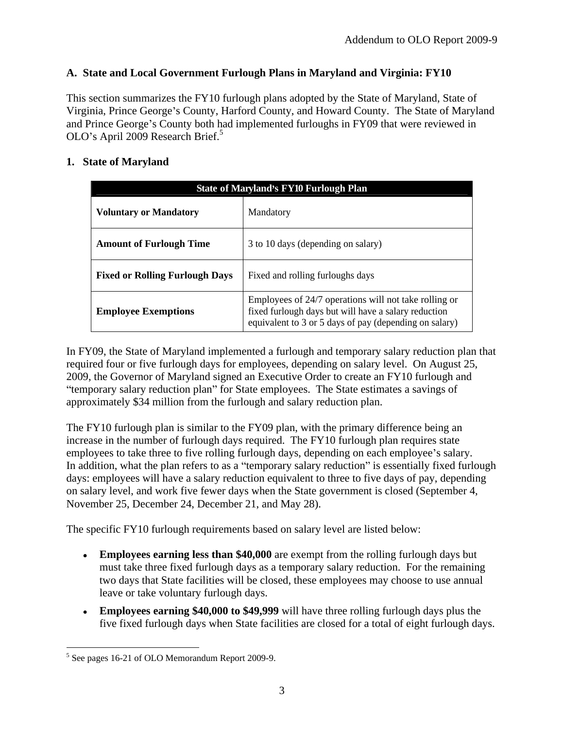## A. State and Local Government Furlough Plans in Maryland and Virginia: FY10

This section summarizes the FY10 furlough plans adopted by the State of Maryland, State of Virginia, Prince George's County, Harford County, and Howard County. The State of Maryland and Prince George's County both had implemented furloughs in FY09 that were reviewed in OLO's April 2009 Research Brief.[5]

### 1. State of Maryland

| State of Maryland's FY10 Furlough Plan | |
|---|---|
| **Voluntary or Mandatory** | Mandatory |
| **Amount of Furlough Time** | 3 to 10 days (depending on salary) |
| **Fixed or Rolling Furlough Days** | Fixed and rolling furloughs days |
| **Employee Exemptions** | Employees of 24/7 operations will not take rolling or fixed furlough days but will have a salary reduction equivalent to 3 or 5 days of pay (depending on salary) |

In FY09, the State of Maryland implemented a furlough and temporary salary reduction plan that required four or five furlough days for employees, depending on salary level. On August 25, 2009, the Governor of Maryland signed an Executive Order to create an FY10 furlough and "temporary salary reduction plan" for State employees. The State estimates a savings of approximately $34 million from the furlough and salary reduction plan.

The FY10 furlough plan is similar to the FY09 plan, with the primary difference being an increase in the number of furlough days required. The FY10 furlough plan requires state employees to take three to five rolling furlough days, depending on each employee's salary. In addition, what the plan refers to as a "temporary salary reduction" is essentially fixed furlough days: employees will have a salary reduction equivalent to three to five days of pay, depending on salary level, and work five fewer days when the State government is closed (September 4, November 25, December 24, December 21, and May 28).

The specific FY10 furlough requirements based on salary level are listed below:

- **Employees earning less than $40,000** are exempt from the rolling furlough days but must take three fixed furlough days as a temporary salary reduction. For the remaining two days that State facilities will be closed, these employees may choose to use annual leave or take voluntary furlough days.
- **Employees earning $40,000 to $49,999** will have three rolling furlough days plus the five fixed furlough days when State facilities are closed for a total of eight furlough days.

[5] See pages 16-21 of OLO Memorandum Report 2009-9.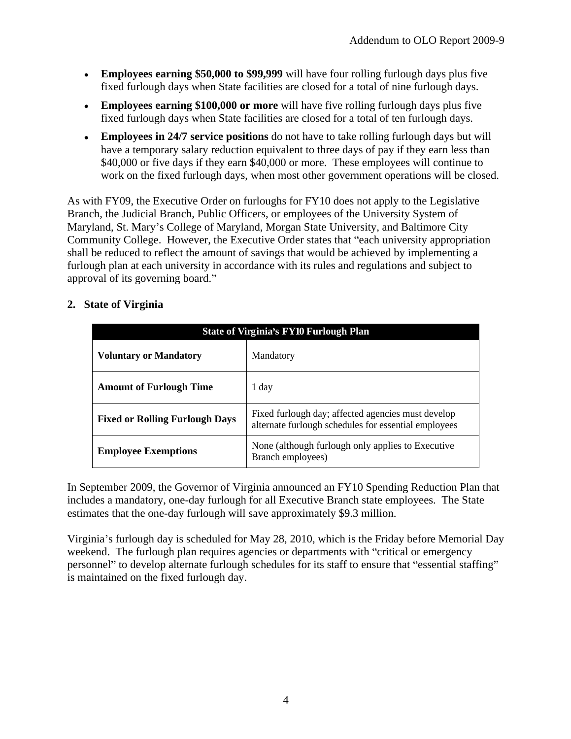- **Employees earning $50,000 to $99,999** will have four rolling furlough days plus five fixed furlough days when State facilities are closed for a total of nine furlough days.
- **Employees earning $100,000 or more** will have five rolling furlough days plus five fixed furlough days when State facilities are closed for a total of ten furlough days.
- **Employees in 24/7 service positions** do not have to take rolling furlough days but will have a temporary salary reduction equivalent to three days of pay if they earn less than $40,000 or five days if they earn $40,000 or more. These employees will continue to work on the fixed furlough days, when most other government operations will be closed.

As with FY09, the Executive Order on furloughs for FY10 does not apply to the Legislative Branch, the Judicial Branch, Public Officers, or employees of the University System of Maryland, St. Mary's College of Maryland, Morgan State University, and Baltimore City Community College. However, the Executive Order states that "each university appropriation shall be reduced to reflect the amount of savings that would be achieved by implementing a furlough plan at each university in accordance with its rules and regulations and subject to approval of its governing board."

## 2. State of Virginia

| State of Virginia's FY10 Furlough Plan | |
|---|---|
| **Voluntary or Mandatory** | Mandatory |
| **Amount of Furlough Time** | 1 day |
| **Fixed or Rolling Furlough Days** | Fixed furlough day; affected agencies must develop alternate furlough schedules for essential employees |
| **Employee Exemptions** | None (although furlough only applies to Executive Branch employees) |

In September 2009, the Governor of Virginia announced an FY10 Spending Reduction Plan that includes a mandatory, one-day furlough for all Executive Branch state employees. The State estimates that the one-day furlough will save approximately $9.3 million.

Virginia's furlough day is scheduled for May 28, 2010, which is the Friday before Memorial Day weekend. The furlough plan requires agencies or departments with "critical or emergency personnel" to develop alternate furlough schedules for its staff to ensure that "essential staffing" is maintained on the fixed furlough day.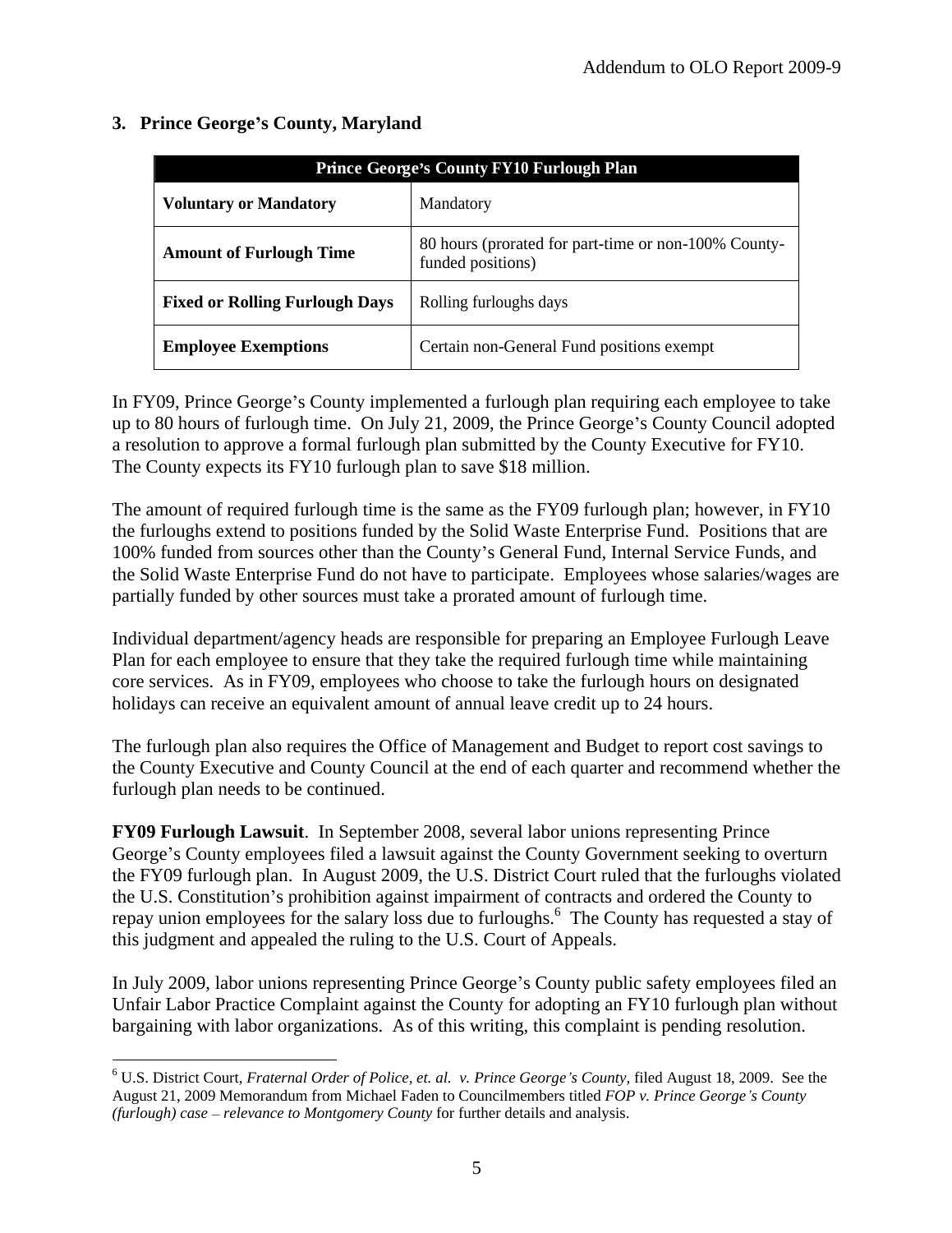### 3. Prince George's County, Maryland

| Prince George's County FY10 Furlough Plan | |
|---|---|
| **Voluntary or Mandatory** | Mandatory |
| **Amount of Furlough Time** | 80 hours (prorated for part-time or non-100% County-funded positions) |
| **Fixed or Rolling Furlough Days** | Rolling furloughs days |
| **Employee Exemptions** | Certain non-General Fund positions exempt |

In FY09, Prince George's County implemented a furlough plan requiring each employee to take up to 80 hours of furlough time. On July 21, 2009, the Prince George's County Council adopted a resolution to approve a formal furlough plan submitted by the County Executive for FY10. The County expects its FY10 furlough plan to save $18 million.

The amount of required furlough time is the same as the FY09 furlough plan; however, in FY10 the furloughs extend to positions funded by the Solid Waste Enterprise Fund. Positions that are 100% funded from sources other than the County's General Fund, Internal Service Funds, and the Solid Waste Enterprise Fund do not have to participate. Employees whose salaries/wages are partially funded by other sources must take a prorated amount of furlough time.

Individual department/agency heads are responsible for preparing an Employee Furlough Leave Plan for each employee to ensure that they take the required furlough time while maintaining core services. As in FY09, employees who choose to take the furlough hours on designated holidays can receive an equivalent amount of annual leave credit up to 24 hours.

The furlough plan also requires the Office of Management and Budget to report cost savings to the County Executive and County Council at the end of each quarter and recommend whether the furlough plan needs to be continued.

**FY09 Furlough Lawsuit**. In September 2008, several labor unions representing Prince George's County employees filed a lawsuit against the County Government seeking to overturn the FY09 furlough plan. In August 2009, the U.S. District Court ruled that the furloughs violated the U.S. Constitution's prohibition against impairment of contracts and ordered the County to repay union employees for the salary loss due to furloughs.[6] The County has requested a stay of this judgment and appealed the ruling to the U.S. Court of Appeals.

In July 2009, labor unions representing Prince George's County public safety employees filed an Unfair Labor Practice Complaint against the County for adopting an FY10 furlough plan without bargaining with labor organizations. As of this writing, this complaint is pending resolution.

---

[6] U.S. District Court, *Fraternal Order of Police, et. al. v. Prince George's County,* filed August 18, 2009. See the August 21, 2009 Memorandum from Michael Faden to Councilmembers titled *FOP v. Prince George's County (furlough) case – relevance to Montgomery County* for further details and analysis.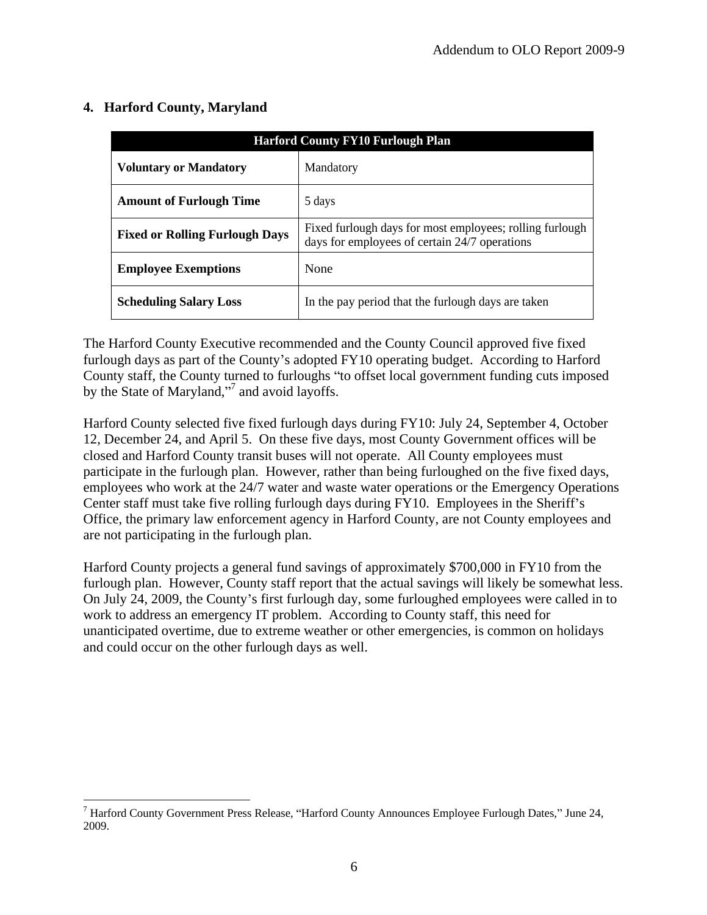## 4. Harford County, Maryland

| Harford County FY10 Furlough Plan | |
|---|---|
| **Voluntary or Mandatory** | Mandatory |
| **Amount of Furlough Time** | 5 days |
| **Fixed or Rolling Furlough Days** | Fixed furlough days for most employees; rolling furlough days for employees of certain 24/7 operations |
| **Employee Exemptions** | None |
| **Scheduling Salary Loss** | In the pay period that the furlough days are taken |

The Harford County Executive recommended and the County Council approved five fixed furlough days as part of the County's adopted FY10 operating budget. According to Harford County staff, the County turned to furloughs "to offset local government funding cuts imposed by the State of Maryland,"[7] and avoid layoffs.

Harford County selected five fixed furlough days during FY10: July 24, September 4, October 12, December 24, and April 5. On these five days, most County Government offices will be closed and Harford County transit buses will not operate. All County employees must participate in the furlough plan. However, rather than being furloughed on the five fixed days, employees who work at the 24/7 water and waste water operations or the Emergency Operations Center staff must take five rolling furlough days during FY10. Employees in the Sheriff's Office, the primary law enforcement agency in Harford County, are not County employees and are not participating in the furlough plan.

Harford County projects a general fund savings of approximately $700,000 in FY10 from the furlough plan. However, County staff report that the actual savings will likely be somewhat less. On July 24, 2009, the County's first furlough day, some furloughed employees were called in to work to address an emergency IT problem. According to County staff, this need for unanticipated overtime, due to extreme weather or other emergencies, is common on holidays and could occur on the other furlough days as well.

[7] Harford County Government Press Release, "Harford County Announces Employee Furlough Dates," June 24, 2009.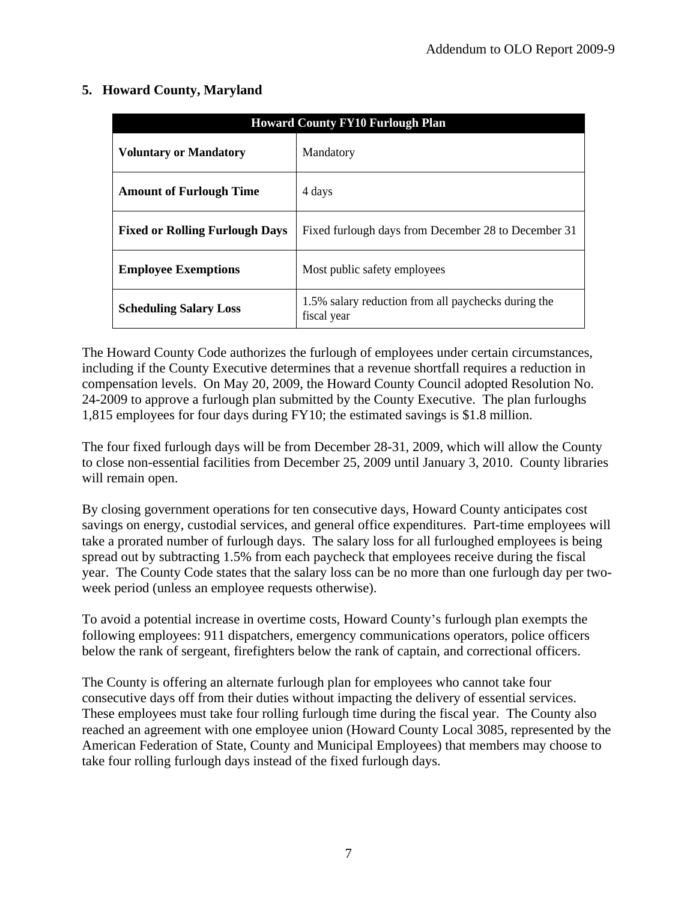## 5. Howard County, Maryland

| Howard County FY10 Furlough Plan | |
|---|---|
| **Voluntary or Mandatory** | Mandatory |
| **Amount of Furlough Time** | 4 days |
| **Fixed or Rolling Furlough Days** | Fixed furlough days from December 28 to December 31 |
| **Employee Exemptions** | Most public safety employees |
| **Scheduling Salary Loss** | 1.5% salary reduction from all paychecks during the fiscal year |

The Howard County Code authorizes the furlough of employees under certain circumstances, including if the County Executive determines that a revenue shortfall requires a reduction in compensation levels. On May 20, 2009, the Howard County Council adopted Resolution No. 24-2009 to approve a furlough plan submitted by the County Executive. The plan furloughs 1,815 employees for four days during FY10; the estimated savings is $1.8 million.

The four fixed furlough days will be from December 28-31, 2009, which will allow the County to close non-essential facilities from December 25, 2009 until January 3, 2010. County libraries will remain open.

By closing government operations for ten consecutive days, Howard County anticipates cost savings on energy, custodial services, and general office expenditures. Part-time employees will take a prorated number of furlough days. The salary loss for all furloughed employees is being spread out by subtracting 1.5% from each paycheck that employees receive during the fiscal year. The County Code states that the salary loss can be no more than one furlough day per two-week period (unless an employee requests otherwise).

To avoid a potential increase in overtime costs, Howard County's furlough plan exempts the following employees: 911 dispatchers, emergency communications operators, police officers below the rank of sergeant, firefighters below the rank of captain, and correctional officers.

The County is offering an alternate furlough plan for employees who cannot take four consecutive days off from their duties without impacting the delivery of essential services. These employees must take four rolling furlough time during the fiscal year. The County also reached an agreement with one employee union (Howard County Local 3085, represented by the American Federation of State, County and Municipal Employees) that members may choose to take four rolling furlough days instead of the fixed furlough days.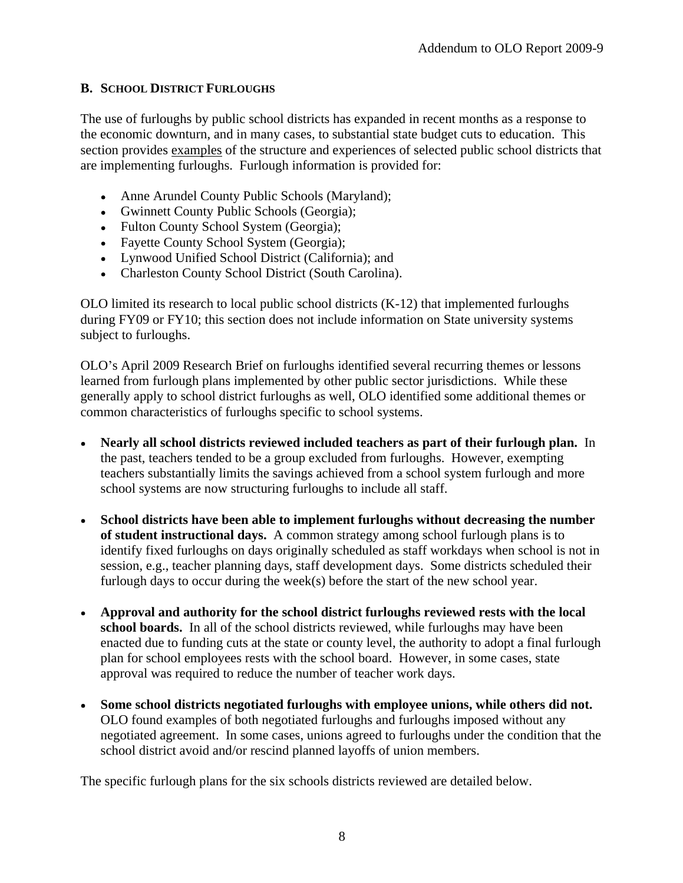## B. School District Furloughs

The use of furloughs by public school districts has expanded in recent months as a response to the economic downturn, and in many cases, to substantial state budget cuts to education. This section provides examples of the structure and experiences of selected public school districts that are implementing furloughs. Furlough information is provided for:

- Anne Arundel County Public Schools (Maryland);
- Gwinnett County Public Schools (Georgia);
- Fulton County School System (Georgia);
- Fayette County School System (Georgia);
- Lynwood Unified School District (California); and
- Charleston County School District (South Carolina).

OLO limited its research to local public school districts (K-12) that implemented furloughs during FY09 or FY10; this section does not include information on State university systems subject to furloughs.

OLO's April 2009 Research Brief on furloughs identified several recurring themes or lessons learned from furlough plans implemented by other public sector jurisdictions. While these generally apply to school district furloughs as well, OLO identified some additional themes or common characteristics of furloughs specific to school systems.

- **Nearly all school districts reviewed included teachers as part of their furlough plan.** In the past, teachers tended to be a group excluded from furloughs. However, exempting teachers substantially limits the savings achieved from a school system furlough and more school systems are now structuring furloughs to include all staff.

- **School districts have been able to implement furloughs without decreasing the number of student instructional days.** A common strategy among school furlough plans is to identify fixed furloughs on days originally scheduled as staff workdays when school is not in session, e.g., teacher planning days, staff development days. Some districts scheduled their furlough days to occur during the week(s) before the start of the new school year.

- **Approval and authority for the school district furloughs reviewed rests with the local school boards.** In all of the school districts reviewed, while furloughs may have been enacted due to funding cuts at the state or county level, the authority to adopt a final furlough plan for school employees rests with the school board. However, in some cases, state approval was required to reduce the number of teacher work days.

- **Some school districts negotiated furloughs with employee unions, while others did not.** OLO found examples of both negotiated furloughs and furloughs imposed without any negotiated agreement. In some cases, unions agreed to furloughs under the condition that the school district avoid and/or rescind planned layoffs of union members.

The specific furlough plans for the six schools districts reviewed are detailed below.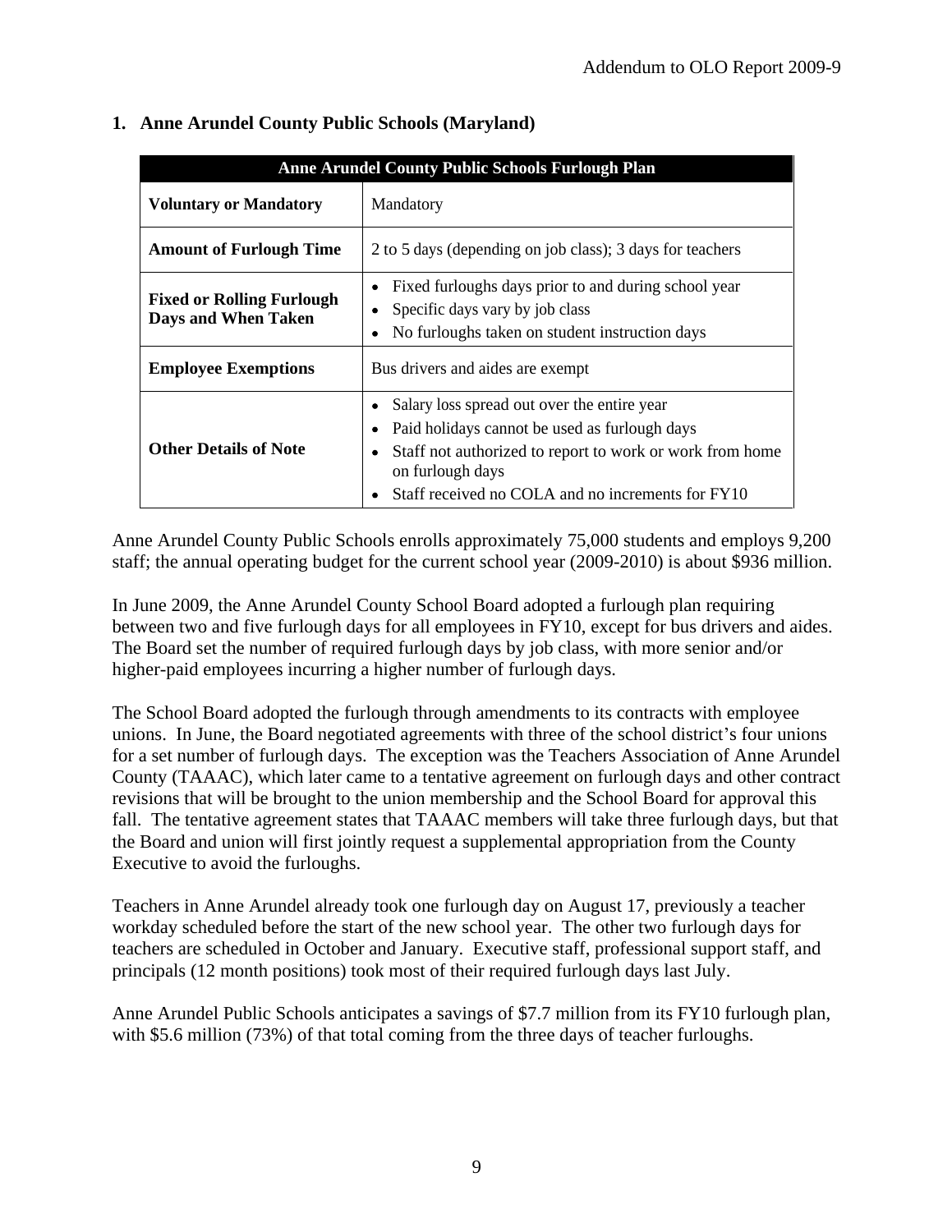## 1. Anne Arundel County Public Schools (Maryland)

| Anne Arundel County Public Schools Furlough Plan | |
|---|---|
| **Voluntary or Mandatory** | Mandatory |
| **Amount of Furlough Time** | 2 to 5 days (depending on job class); 3 days for teachers |
| **Fixed or Rolling Furlough Days and When Taken** | • Fixed furloughs days prior to and during school year<br>• Specific days vary by job class<br>• No furloughs taken on student instruction days |
| **Employee Exemptions** | Bus drivers and aides are exempt |
| **Other Details of Note** | • Salary loss spread out over the entire year<br>• Paid holidays cannot be used as furlough days<br>• Staff not authorized to report to work or work from home on furlough days<br>• Staff received no COLA and no increments for FY10 |

Anne Arundel County Public Schools enrolls approximately 75,000 students and employs 9,200 staff; the annual operating budget for the current school year (2009-2010) is about $936 million.

In June 2009, the Anne Arundel County School Board adopted a furlough plan requiring between two and five furlough days for all employees in FY10, except for bus drivers and aides. The Board set the number of required furlough days by job class, with more senior and/or higher-paid employees incurring a higher number of furlough days.

The School Board adopted the furlough through amendments to its contracts with employee unions. In June, the Board negotiated agreements with three of the school district's four unions for a set number of furlough days. The exception was the Teachers Association of Anne Arundel County (TAAAC), which later came to a tentative agreement on furlough days and other contract revisions that will be brought to the union membership and the School Board for approval this fall. The tentative agreement states that TAAAC members will take three furlough days, but that the Board and union will first jointly request a supplemental appropriation from the County Executive to avoid the furloughs.

Teachers in Anne Arundel already took one furlough day on August 17, previously a teacher workday scheduled before the start of the new school year. The other two furlough days for teachers are scheduled in October and January. Executive staff, professional support staff, and principals (12 month positions) took most of their required furlough days last July.

Anne Arundel Public Schools anticipates a savings of $7.7 million from its FY10 furlough plan, with $5.6 million (73%) of that total coming from the three days of teacher furloughs.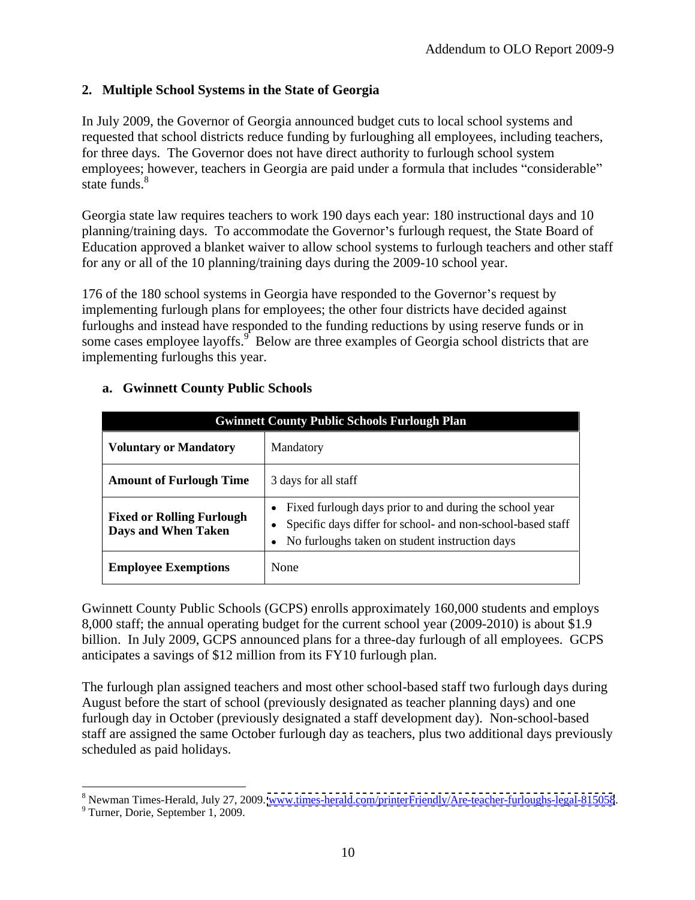## 2. Multiple School Systems in the State of Georgia

In July 2009, the Governor of Georgia announced budget cuts to local school systems and requested that school districts reduce funding by furloughing all employees, including teachers, for three days. The Governor does not have direct authority to furlough school system employees; however, teachers in Georgia are paid under a formula that includes "considerable" state funds.[8]

Georgia state law requires teachers to work 190 days each year: 180 instructional days and 10 planning/training days. To accommodate the Governor's furlough request, the State Board of Education approved a blanket waiver to allow school systems to furlough teachers and other staff for any or all of the 10 planning/training days during the 2009-10 school year.

176 of the 180 school systems in Georgia have responded to the Governor's request by implementing furlough plans for employees; the other four districts have decided against furloughs and instead have responded to the funding reductions by using reserve funds or in some cases employee layoffs.[9] Below are three examples of Georgia school districts that are implementing furloughs this year.

### a. Gwinnett County Public Schools

| Gwinnett County Public Schools Furlough Plan | |
|---|---|
| **Voluntary or Mandatory** | Mandatory |
| **Amount of Furlough Time** | 3 days for all staff |
| **Fixed or Rolling Furlough Days and When Taken** | • Fixed furlough days prior to and during the school year<br>• Specific days differ for school- and non-school-based staff<br>• No furloughs taken on student instruction days |
| **Employee Exemptions** | None |

Gwinnett County Public Schools (GCPS) enrolls approximately 160,000 students and employs 8,000 staff; the annual operating budget for the current school year (2009-2010) is about $1.9 billion. In July 2009, GCPS announced plans for a three-day furlough of all employees. GCPS anticipates a savings of $12 million from its FY10 furlough plan.

The furlough plan assigned teachers and most other school-based staff two furlough days during August before the start of school (previously designated as teacher planning days) and one furlough day in October (previously designated a staff development day). Non-school-based staff are assigned the same October furlough day as teachers, plus two additional days previously scheduled as paid holidays.

---

[8] Newman Times-Herald, July 27, 2009. www.times-herald.com/printerFriendly/Are-teacher-furloughs-legal-815058.

[9] Turner, Dorie, September 1, 2009.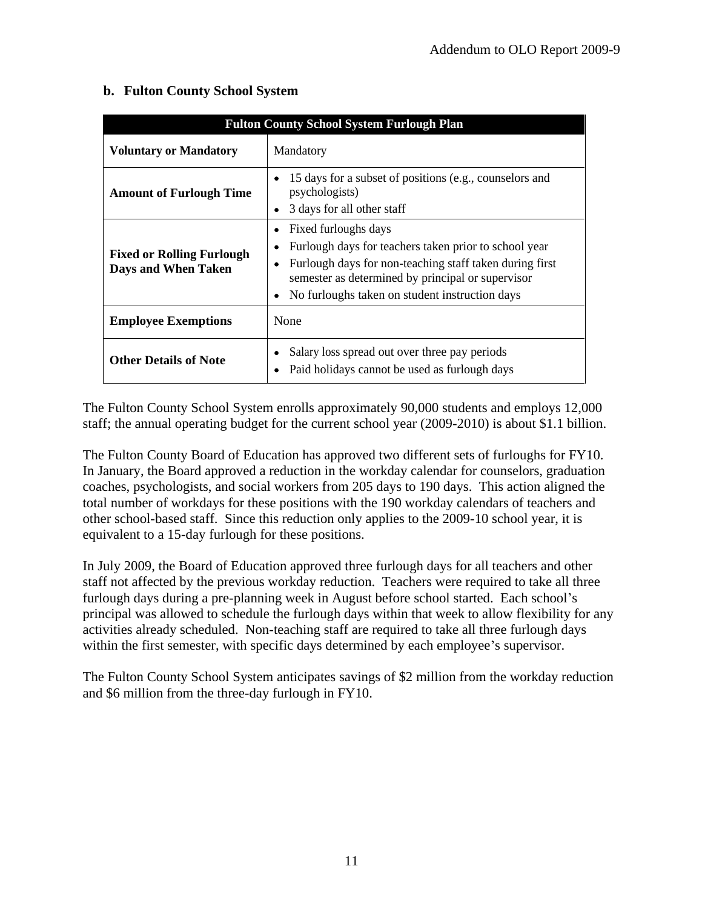### b. Fulton County School System

| Fulton County School System Furlough Plan | |
|---|---|
| **Voluntary or Mandatory** | Mandatory |
| **Amount of Furlough Time** | • 15 days for a subset of positions (e.g., counselors and psychologists)<br>• 3 days for all other staff |
| **Fixed or Rolling Furlough Days and When Taken** | • Fixed furloughs days<br>• Furlough days for teachers taken prior to school year<br>• Furlough days for non-teaching staff taken during first semester as determined by principal or supervisor<br>• No furloughs taken on student instruction days |
| **Employee Exemptions** | None |
| **Other Details of Note** | • Salary loss spread out over three pay periods<br>• Paid holidays cannot be used as furlough days |

The Fulton County School System enrolls approximately 90,000 students and employs 12,000 staff; the annual operating budget for the current school year (2009-2010) is about $1.1 billion.

The Fulton County Board of Education has approved two different sets of furloughs for FY10. In January, the Board approved a reduction in the workday calendar for counselors, graduation coaches, psychologists, and social workers from 205 days to 190 days. This action aligned the total number of workdays for these positions with the 190 workday calendars of teachers and other school-based staff. Since this reduction only applies to the 2009-10 school year, it is equivalent to a 15-day furlough for these positions.

In July 2009, the Board of Education approved three furlough days for all teachers and other staff not affected by the previous workday reduction. Teachers were required to take all three furlough days during a pre-planning week in August before school started. Each school's principal was allowed to schedule the furlough days within that week to allow flexibility for any activities already scheduled. Non-teaching staff are required to take all three furlough days within the first semester, with specific days determined by each employee's supervisor.

The Fulton County School System anticipates savings of $2 million from the workday reduction and $6 million from the three-day furlough in FY10.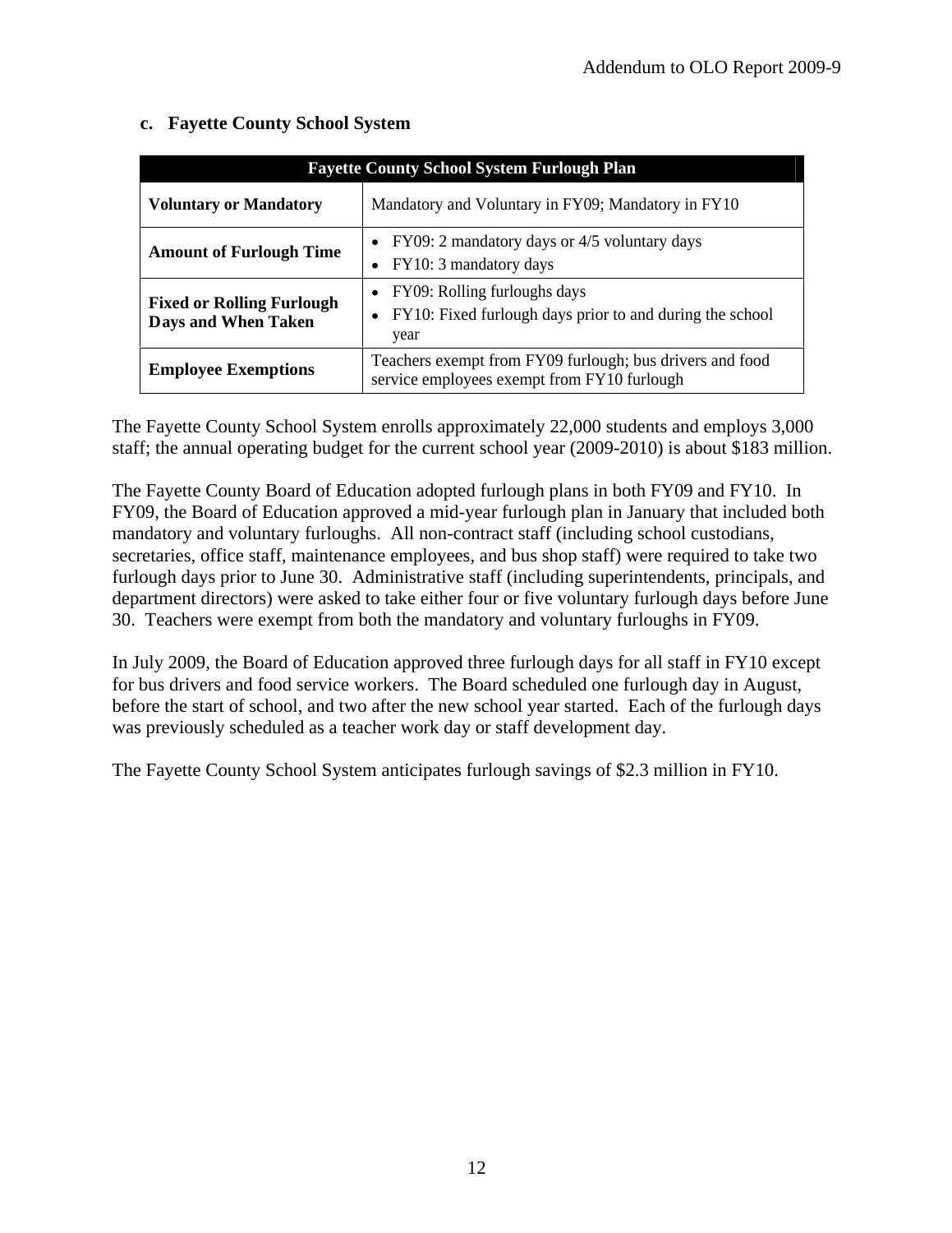### c. Fayette County School System

| Fayette County School System Furlough Plan | |
|---|---|
| **Voluntary or Mandatory** | Mandatory and Voluntary in FY09; Mandatory in FY10 |
| **Amount of Furlough Time** | • FY09: 2 mandatory days or 4/5 voluntary days<br>• FY10: 3 mandatory days |
| **Fixed or Rolling Furlough Days and When Taken** | • FY09: Rolling furloughs days<br>• FY10: Fixed furlough days prior to and during the school year |
| **Employee Exemptions** | Teachers exempt from FY09 furlough; bus drivers and food service employees exempt from FY10 furlough |

The Fayette County School System enrolls approximately 22,000 students and employs 3,000 staff; the annual operating budget for the current school year (2009-2010) is about $183 million.

The Fayette County Board of Education adopted furlough plans in both FY09 and FY10. In FY09, the Board of Education approved a mid-year furlough plan in January that included both mandatory and voluntary furloughs. All non-contract staff (including school custodians, secretaries, office staff, maintenance employees, and bus shop staff) were required to take two furlough days prior to June 30. Administrative staff (including superintendents, principals, and department directors) were asked to take either four or five voluntary furlough days before June 30. Teachers were exempt from both the mandatory and voluntary furloughs in FY09.

In July 2009, the Board of Education approved three furlough days for all staff in FY10 except for bus drivers and food service workers. The Board scheduled one furlough day in August, before the start of school, and two after the new school year started. Each of the furlough days was previously scheduled as a teacher work day or staff development day.

The Fayette County School System anticipates furlough savings of $2.3 million in FY10.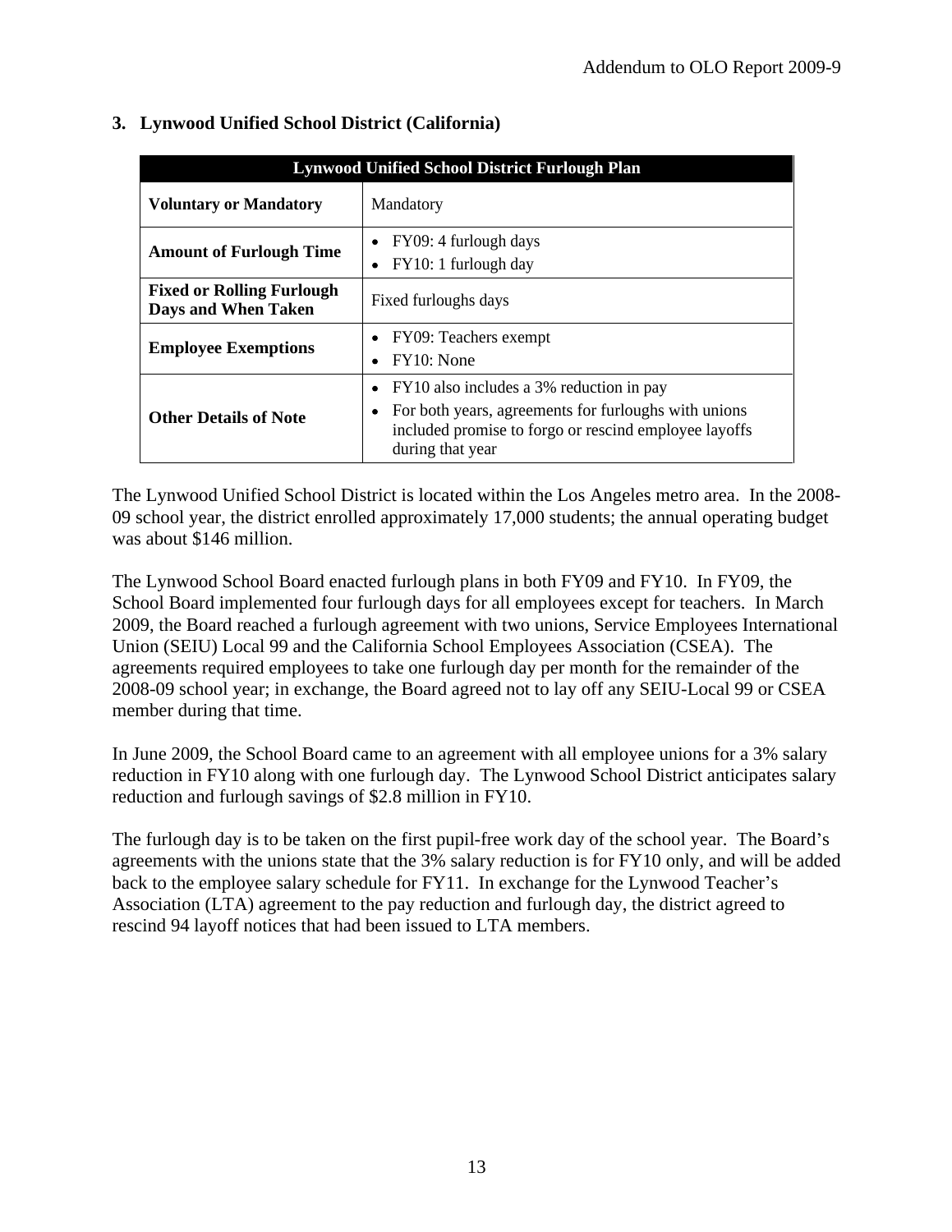## 3. Lynwood Unified School District (California)

| Lynwood Unified School District Furlough Plan | |
|---|---|
| **Voluntary or Mandatory** | Mandatory |
| **Amount of Furlough Time** | • FY09: 4 furlough days<br>• FY10: 1 furlough day |
| **Fixed or Rolling Furlough Days and When Taken** | Fixed furloughs days |
| **Employee Exemptions** | • FY09: Teachers exempt<br>• FY10: None |
| **Other Details of Note** | • FY10 also includes a 3% reduction in pay<br>• For both years, agreements for furloughs with unions included promise to forgo or rescind employee layoffs during that year |

The Lynwood Unified School District is located within the Los Angeles metro area. In the 2008-09 school year, the district enrolled approximately 17,000 students; the annual operating budget was about $146 million.

The Lynwood School Board enacted furlough plans in both FY09 and FY10. In FY09, the School Board implemented four furlough days for all employees except for teachers. In March 2009, the Board reached a furlough agreement with two unions, Service Employees International Union (SEIU) Local 99 and the California School Employees Association (CSEA). The agreements required employees to take one furlough day per month for the remainder of the 2008-09 school year; in exchange, the Board agreed not to lay off any SEIU-Local 99 or CSEA member during that time.

In June 2009, the School Board came to an agreement with all employee unions for a 3% salary reduction in FY10 along with one furlough day. The Lynwood School District anticipates salary reduction and furlough savings of $2.8 million in FY10.

The furlough day is to be taken on the first pupil-free work day of the school year. The Board's agreements with the unions state that the 3% salary reduction is for FY10 only, and will be added back to the employee salary schedule for FY11. In exchange for the Lynwood Teacher's Association (LTA) agreement to the pay reduction and furlough day, the district agreed to rescind 94 layoff notices that had been issued to LTA members.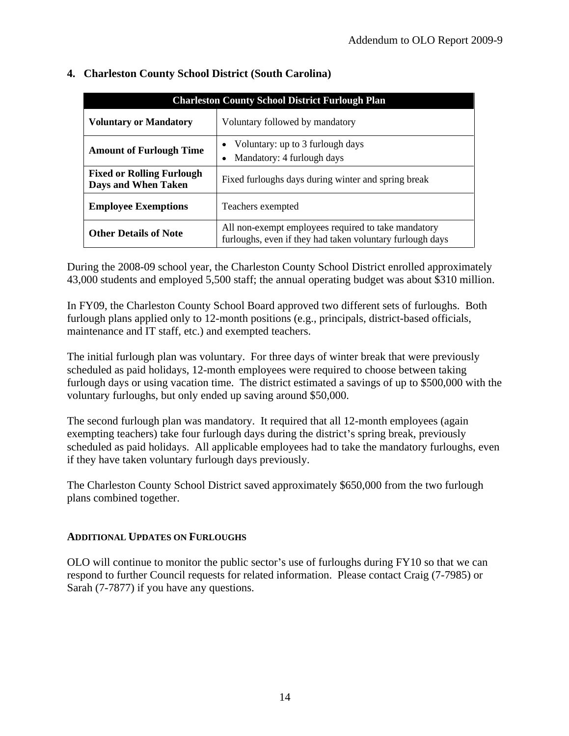## 4. Charleston County School District (South Carolina)

| Charleston County School District Furlough Plan | |
|---|---|
| **Voluntary or Mandatory** | Voluntary followed by mandatory |
| **Amount of Furlough Time** | • Voluntary: up to 3 furlough days<br>• Mandatory: 4 furlough days |
| **Fixed or Rolling Furlough Days and When Taken** | Fixed furloughs days during winter and spring break |
| **Employee Exemptions** | Teachers exempted |
| **Other Details of Note** | All non-exempt employees required to take mandatory furloughs, even if they had taken voluntary furlough days |

During the 2008-09 school year, the Charleston County School District enrolled approximately 43,000 students and employed 5,500 staff; the annual operating budget was about $310 million.

In FY09, the Charleston County School Board approved two different sets of furloughs. Both furlough plans applied only to 12-month positions (e.g., principals, district-based officials, maintenance and IT staff, etc.) and exempted teachers.

The initial furlough plan was voluntary. For three days of winter break that were previously scheduled as paid holidays, 12-month employees were required to choose between taking furlough days or using vacation time. The district estimated a savings of up to $500,000 with the voluntary furloughs, but only ended up saving around $50,000.

The second furlough plan was mandatory. It required that all 12-month employees (again exempting teachers) take four furlough days during the district's spring break, previously scheduled as paid holidays. All applicable employees had to take the mandatory furloughs, even if they have taken voluntary furlough days previously.

The Charleston County School District saved approximately $650,000 from the two furlough plans combined together.

### ADDITIONAL UPDATES ON FURLOUGHS

OLO will continue to monitor the public sector's use of furloughs during FY10 so that we can respond to further Council requests for related information. Please contact Craig (7-7985) or Sarah (7-7877) if you have any questions.